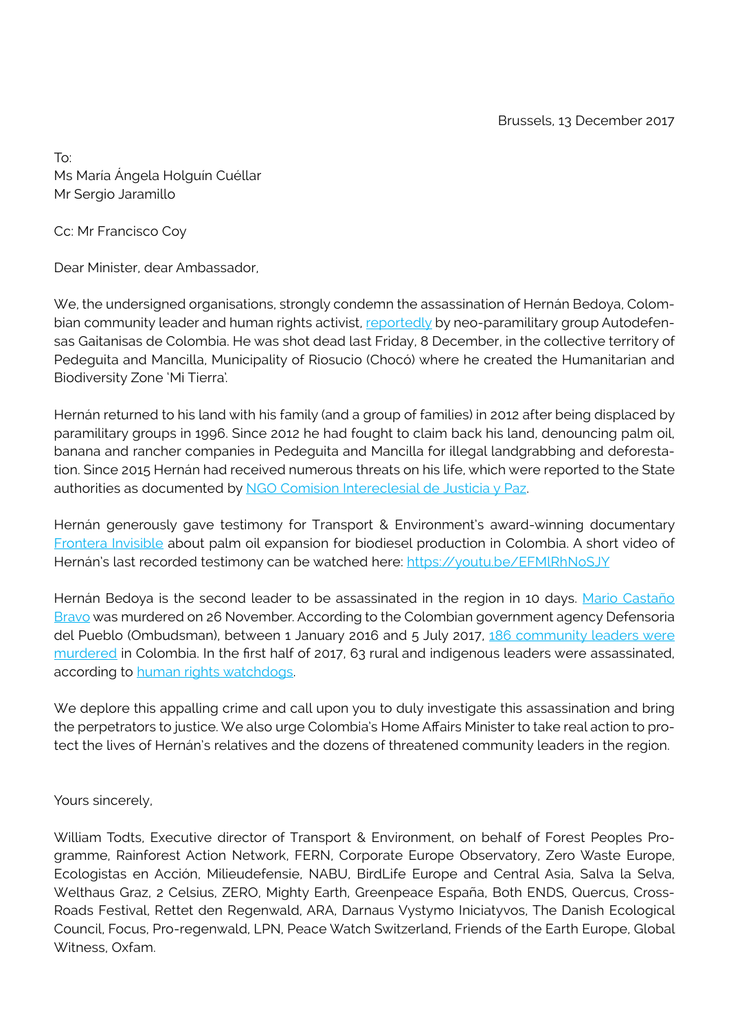Brussels, 13 December 2017

To:
Ms María Ángela Holguín Cuéllar
Mr Sergio Jaramillo

Cc: Mr Francisco Coy

Dear Minister, dear Ambassador,

We, the undersigned organisations, strongly condemn the assassination of Hernán Bedoya, Colombian community leader and human rights activist, reportedly by neo-paramilitary group Autodefensas Gaitanisas de Colombia. He was shot dead last Friday, 8 December, in the collective territory of Pedeguita and Mancilla, Municipality of Riosucio (Chocó) where he created the Humanitarian and Biodiversity Zone 'Mi Tierra'.

Hernán returned to his land with his family (and a group of families) in 2012 after being displaced by paramilitary groups in 1996. Since 2012 he had fought to claim back his land, denouncing palm oil, banana and rancher companies in Pedeguita and Mancilla for illegal landgrabbing and deforestation. Since 2015 Hernán had received numerous threats on his life, which were reported to the State authorities as documented by NGO Comision Intereclesial de Justicia y Paz.

Hernán generously gave testimony for Transport & Environment's award-winning documentary Frontera Invisible about palm oil expansion for biodiesel production in Colombia. A short video of Hernán's last recorded testimony can be watched here: https://youtu.be/EFMlRhNoSJY

Hernán Bedoya is the second leader to be assassinated in the region in 10 days. Mario Castaño Bravo was murdered on 26 November. According to the Colombian government agency Defensoria del Pueblo (Ombudsman), between 1 January 2016 and 5 July 2017, 186 community leaders were murdered in Colombia. In the first half of 2017, 63 rural and indigenous leaders were assassinated, according to human rights watchdogs.

We deplore this appalling crime and call upon you to duly investigate this assassination and bring the perpetrators to justice. We also urge Colombia's Home Affairs Minister to take real action to protect the lives of Hernán's relatives and the dozens of threatened community leaders in the region.

Yours sincerely,

William Todts, Executive director of Transport & Environment, on behalf of Forest Peoples Programme, Rainforest Action Network, FERN, Corporate Europe Observatory, Zero Waste Europe, Ecologistas en Acción, Milieudefensie, NABU, BirdLife Europe and Central Asia, Salva la Selva, Welthaus Graz, 2 Celsius, ZERO, Mighty Earth, Greenpeace España, Both ENDS, Quercus, CrossRoads Festival, Rettet den Regenwald, ARA, Darnaus Vystymo Iniciatyvos, The Danish Ecological Council, Focus, Pro-regenwald, LPN, Peace Watch Switzerland, Friends of the Earth Europe, Global Witness, Oxfam.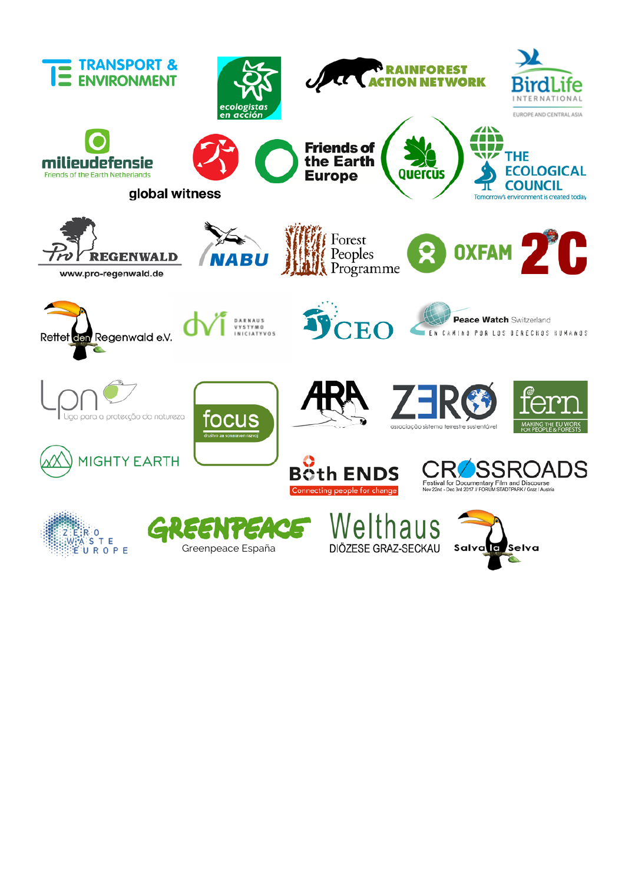TRANSPORT & ENVIRONMENT

ecologistas en acción

RAINFOREST ACTION NETWORK

BirdLife INTERNATIONAL
EUROPE AND CENTRAL ASIA

milieudefensie
Friends of the Earth Netherlands

global witness

Friends of the Earth Europe

Quercus

THE ECOLOGICAL COUNCIL
Tomorrow's environment is created today

Pro REGENWALD
www.pro-regenwald.de

NABU

Forest Peoples Programme

OXFAM

2°C

Rettet den Regenwald e.V.

dvi DARNAUS VYSTYMO INICIATYVOS

CEO

Peace Watch Switzerland
EN CAMINO POR LOS DERECHOS HUMANOS

Lpn
Liga para a protecção da natureza

focus
društvo za sonaraven razvoj

ARA

ZERO
associação sistema terrestre sustentável

fern
MAKING THE EU WORK FOR PEOPLE & FORESTS

MIGHTY EARTH

Both ENDS
Connecting people for change

CROSSROADS
Festival for Documentary Film and Discourse
Nov 22nd - Dec 3rd 2017 // FORUM STADTPARK / Graz / Austria

ZERO WASTE EUROPE

GREENPEACE
Greenpeace España

Welthaus
DIÖZESE GRAZ-SECKAU

Salva la Selva